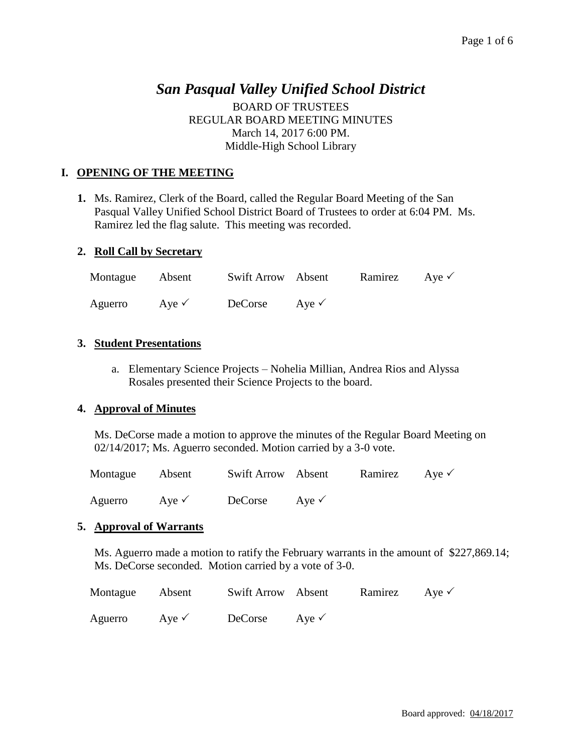# *San Pasqual Valley Unified School District*

BOARD OF TRUSTEES
REGULAR BOARD MEETING MINUTES
March 14, 2017 6:00 PM.
Middle-High School Library

## I. OPENING OF THE MEETING

**1.** Ms. Ramirez, Clerk of the Board, called the Regular Board Meeting of the San Pasqual Valley Unified School District Board of Trustees to order at 6:04 PM. Ms. Ramirez led the flag salute. This meeting was recorded.

**2. Roll Call by Secretary**

| | | | | | |
|---|---|---|---|---|---|
| Montague | Absent | Swift Arrow | Absent | Ramirez | Aye ✓ |
| Aguerro | Aye ✓ | DeCorse | Aye ✓ | | |

**3. Student Presentations**

a. Elementary Science Projects – Nohelia Millian, Andrea Rios and Alyssa Rosales presented their Science Projects to the board.

**4. Approval of Minutes**

Ms. DeCorse made a motion to approve the minutes of the Regular Board Meeting on 02/14/2017; Ms. Aguerro seconded. Motion carried by a 3-0 vote.

| | | | | | |
|---|---|---|---|---|---|
| Montague | Absent | Swift Arrow | Absent | Ramirez | Aye ✓ |
| Aguerro | Aye ✓ | DeCorse | Aye ✓ | | |

**5. Approval of Warrants**

Ms. Aguerro made a motion to ratify the February warrants in the amount of $227,869.14; Ms. DeCorse seconded. Motion carried by a vote of 3-0.

| | | | | | |
|---|---|---|---|---|---|
| Montague | Absent | Swift Arrow | Absent | Ramirez | Aye ✓ |
| Aguerro | Aye ✓ | DeCorse | Aye ✓ | | |

Board approved: 04/18/2017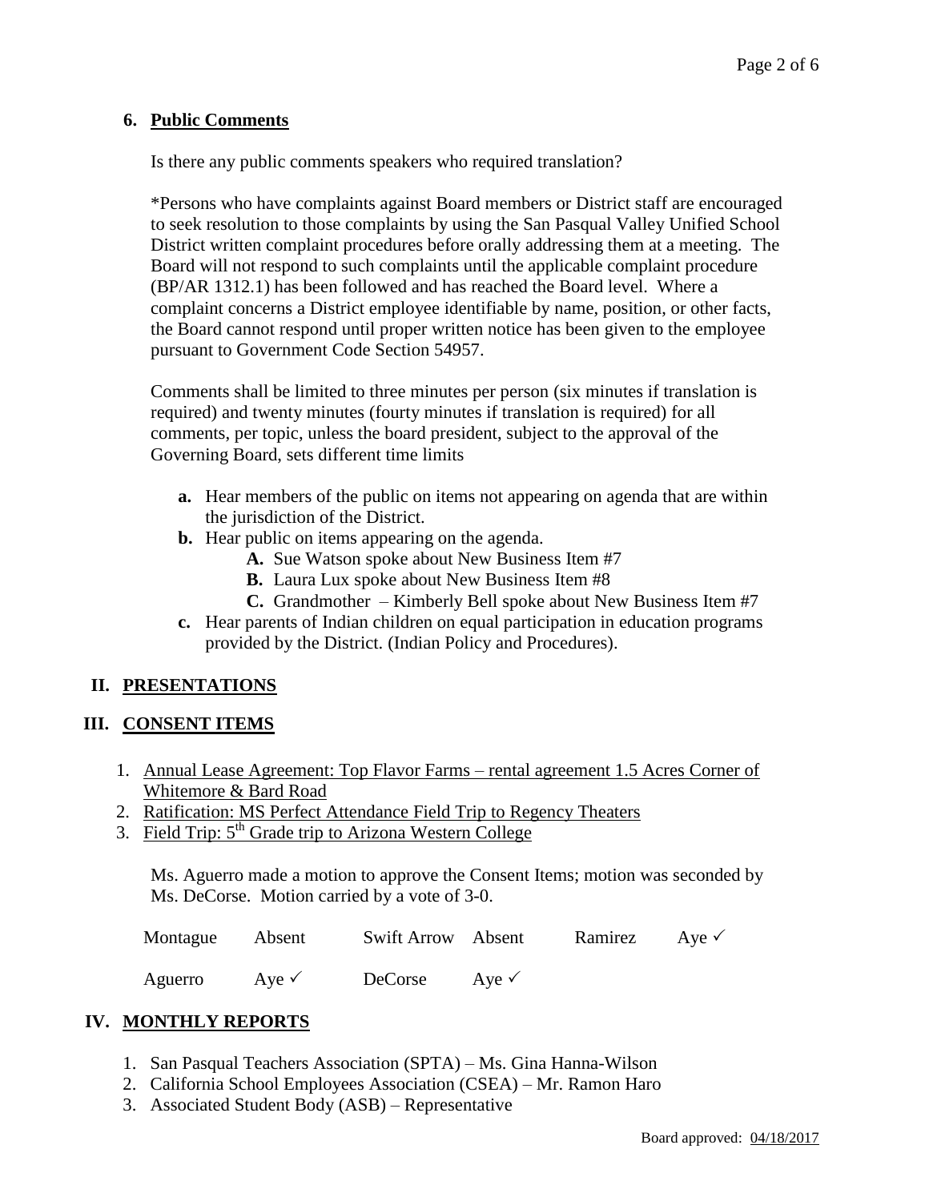**6. Public Comments**

Is there any public comments speakers who required translation?

*Persons who have complaints against Board members or District staff are encouraged to seek resolution to those complaints by using the San Pasqual Valley Unified School District written complaint procedures before orally addressing them at a meeting. The Board will not respond to such complaints until the applicable complaint procedure (BP/AR 1312.1) has been followed and has reached the Board level. Where a complaint concerns a District employee identifiable by name, position, or other facts, the Board cannot respond until proper written notice has been given to the employee pursuant to Government Code Section 54957.

Comments shall be limited to three minutes per person (six minutes if translation is required) and twenty minutes (fourty minutes if translation is required) for all comments, per topic, unless the board president, subject to the approval of the Governing Board, sets different time limits

- **a.** Hear members of the public on items not appearing on agenda that are within the jurisdiction of the District.
- **b.** Hear public on items appearing on the agenda.
  - **A.** Sue Watson spoke about New Business Item #7
  - **B.** Laura Lux spoke about New Business Item #8
  - **C.** Grandmother – Kimberly Bell spoke about New Business Item #7
- **c.** Hear parents of Indian children on equal participation in education programs provided by the District. (Indian Policy and Procedures).

## II. PRESENTATIONS

## III. CONSENT ITEMS

1. Annual Lease Agreement: Top Flavor Farms – rental agreement 1.5 Acres Corner of Whitemore & Bard Road
2. Ratification: MS Perfect Attendance Field Trip to Regency Theaters
3. Field Trip: 5th Grade trip to Arizona Western College

Ms. Aguerro made a motion to approve the Consent Items; motion was seconded by Ms. DeCorse. Motion carried by a vote of 3-0.

| | | | | | |
|---|---|---|---|---|---|
| Montague | Absent | Swift Arrow | Absent | Ramirez | Aye ✓ |
| Aguerro | Aye ✓ | DeCorse | Aye ✓ | | |

## IV. MONTHLY REPORTS

1. San Pasqual Teachers Association (SPTA) – Ms. Gina Hanna-Wilson
2. California School Employees Association (CSEA) – Mr. Ramon Haro
3. Associated Student Body (ASB) – Representative

Board approved: 04/18/2017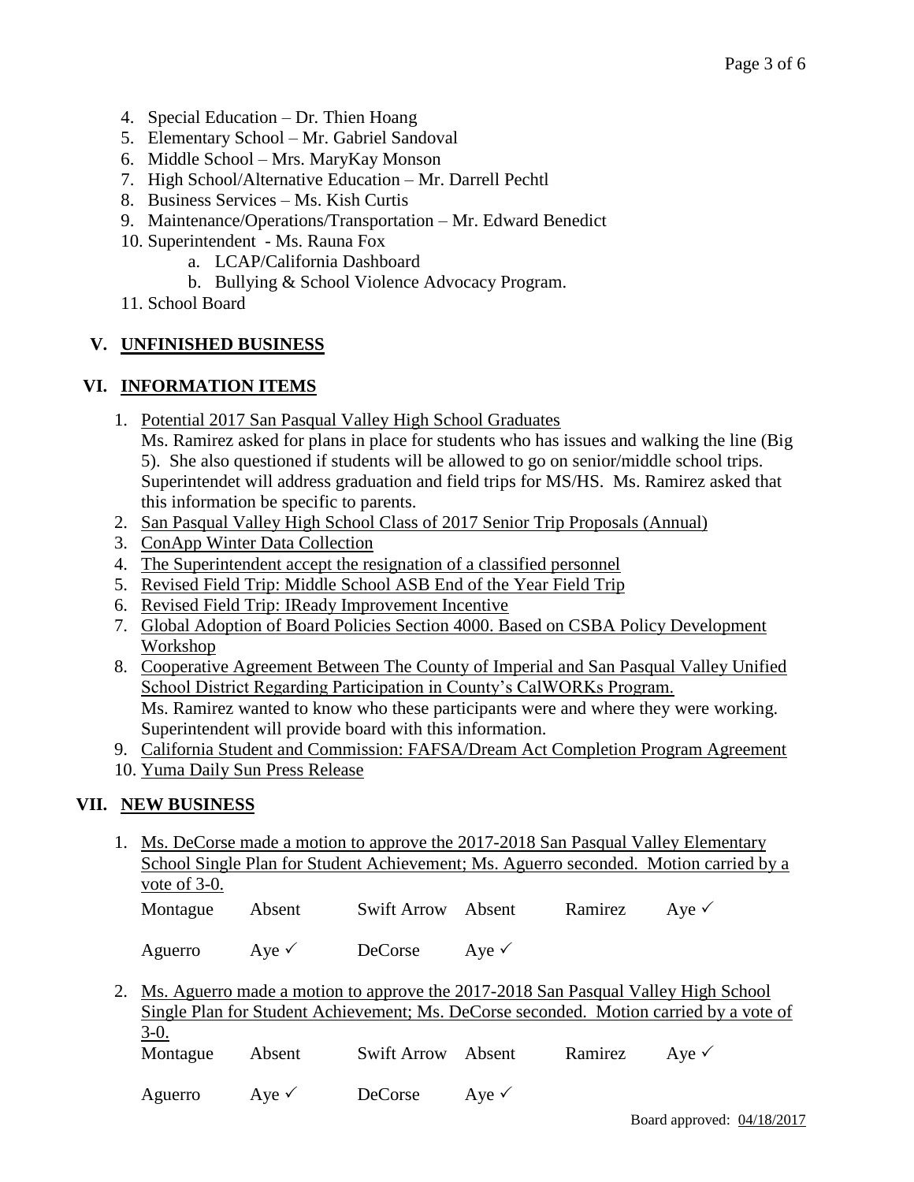4. Special Education – Dr. Thien Hoang
5. Elementary School – Mr. Gabriel Sandoval
6. Middle School – Mrs. MaryKay Monson
7. High School/Alternative Education – Mr. Darrell Pechtl
8. Business Services – Ms. Kish Curtis
9. Maintenance/Operations/Transportation – Mr. Edward Benedict
10. Superintendent - Ms. Rauna Fox
    a. LCAP/California Dashboard
    b. Bullying & School Violence Advocacy Program.
11. School Board

## V. UNFINISHED BUSINESS

## VI. INFORMATION ITEMS

1. Potential 2017 San Pasqual Valley High School Graduates
   Ms. Ramirez asked for plans in place for students who has issues and walking the line (Big 5). She also questioned if students will be allowed to go on senior/middle school trips. Superintendet will address graduation and field trips for MS/HS. Ms. Ramirez asked that this information be specific to parents.
2. San Pasqual Valley High School Class of 2017 Senior Trip Proposals (Annual)
3. ConApp Winter Data Collection
4. The Superintendent accept the resignation of a classified personnel
5. Revised Field Trip: Middle School ASB End of the Year Field Trip
6. Revised Field Trip: IReady Improvement Incentive
7. Global Adoption of Board Policies Section 4000. Based on CSBA Policy Development Workshop
8. Cooperative Agreement Between The County of Imperial and San Pasqual Valley Unified School District Regarding Participation in County's CalWORKs Program.
   Ms. Ramirez wanted to know who these participants were and where they were working. Superintendent will provide board with this information.
9. California Student and Commission: FAFSA/Dream Act Completion Program Agreement
10. Yuma Daily Sun Press Release

## VII. NEW BUSINESS

1. Ms. DeCorse made a motion to approve the 2017-2018 San Pasqual Valley Elementary School Single Plan for Student Achievement; Ms. Aguerro seconded. Motion carried by a vote of 3-0.

| Montague | Absent | Swift Arrow | Absent | Ramirez | Aye ✓ |
|---|---|---|---|---|---|
| Aguerro | Aye ✓ | DeCorse | Aye ✓ | | |

2. Ms. Aguerro made a motion to approve the 2017-2018 San Pasqual Valley High School Single Plan for Student Achievement; Ms. DeCorse seconded. Motion carried by a vote of 3-0.

| Montague | Absent | Swift Arrow | Absent | Ramirez | Aye ✓ |
|---|---|---|---|---|---|
| Aguerro | Aye ✓ | DeCorse | Aye ✓ | | |

Board approved: 04/18/2017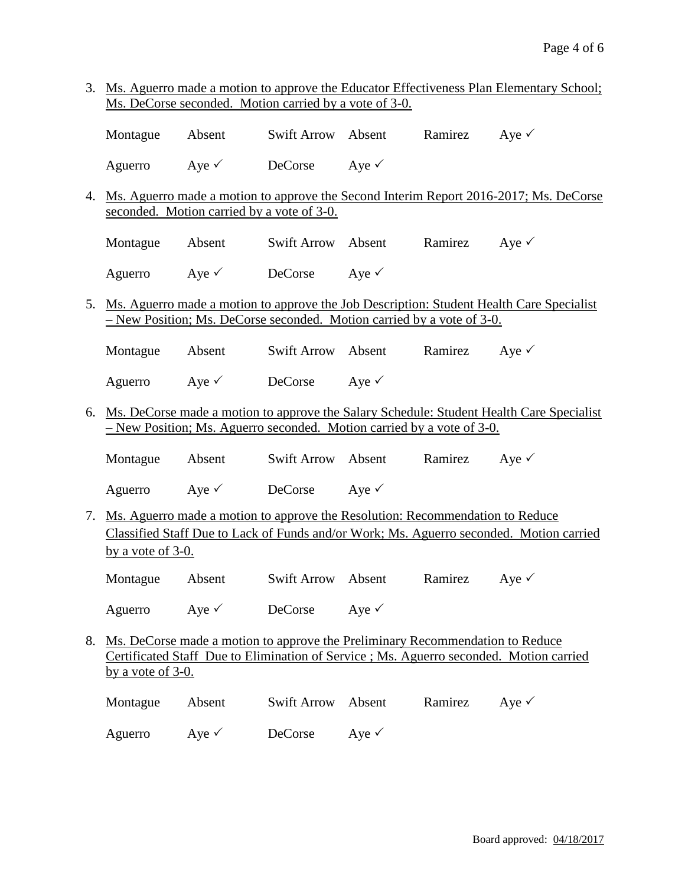3. Ms. Aguerro made a motion to approve the Educator Effectiveness Plan Elementary School; Ms. DeCorse seconded. Motion carried by a vote of 3-0.

| Montague | Absent | Swift Arrow | Absent | Ramirez | Aye ✓ |
|---|---|---|---|---|---|
| Aguerro | Aye ✓ | DeCorse | Aye ✓ | | |

4. Ms. Aguerro made a motion to approve the Second Interim Report 2016-2017; Ms. DeCorse seconded. Motion carried by a vote of 3-0.

| Montague | Absent | Swift Arrow | Absent | Ramirez | Aye ✓ |
|---|---|---|---|---|---|
| Aguerro | Aye ✓ | DeCorse | Aye ✓ | | |

5. Ms. Aguerro made a motion to approve the Job Description: Student Health Care Specialist – New Position; Ms. DeCorse seconded. Motion carried by a vote of 3-0.

| Montague | Absent | Swift Arrow | Absent | Ramirez | Aye ✓ |
|---|---|---|---|---|---|
| Aguerro | Aye ✓ | DeCorse | Aye ✓ | | |

6. Ms. DeCorse made a motion to approve the Salary Schedule: Student Health Care Specialist – New Position; Ms. Aguerro seconded. Motion carried by a vote of 3-0.

| Montague | Absent | Swift Arrow | Absent | Ramirez | Aye ✓ |
|---|---|---|---|---|---|
| Aguerro | Aye ✓ | DeCorse | Aye ✓ | | |

7. Ms. Aguerro made a motion to approve the Resolution: Recommendation to Reduce Classified Staff Due to Lack of Funds and/or Work; Ms. Aguerro seconded. Motion carried by a vote of 3-0.

| Montague | Absent | Swift Arrow | Absent | Ramirez | Aye ✓ |
|---|---|---|---|---|---|
| Aguerro | Aye ✓ | DeCorse | Aye ✓ | | |

8. Ms. DeCorse made a motion to approve the Preliminary Recommendation to Reduce Certificated Staff Due to Elimination of Service ; Ms. Aguerro seconded. Motion carried by a vote of 3-0.

| Montague | Absent | Swift Arrow | Absent | Ramirez | Aye ✓ |
|---|---|---|---|---|---|
| Aguerro | Aye ✓ | DeCorse | Aye ✓ | | |

Board approved: 04/18/2017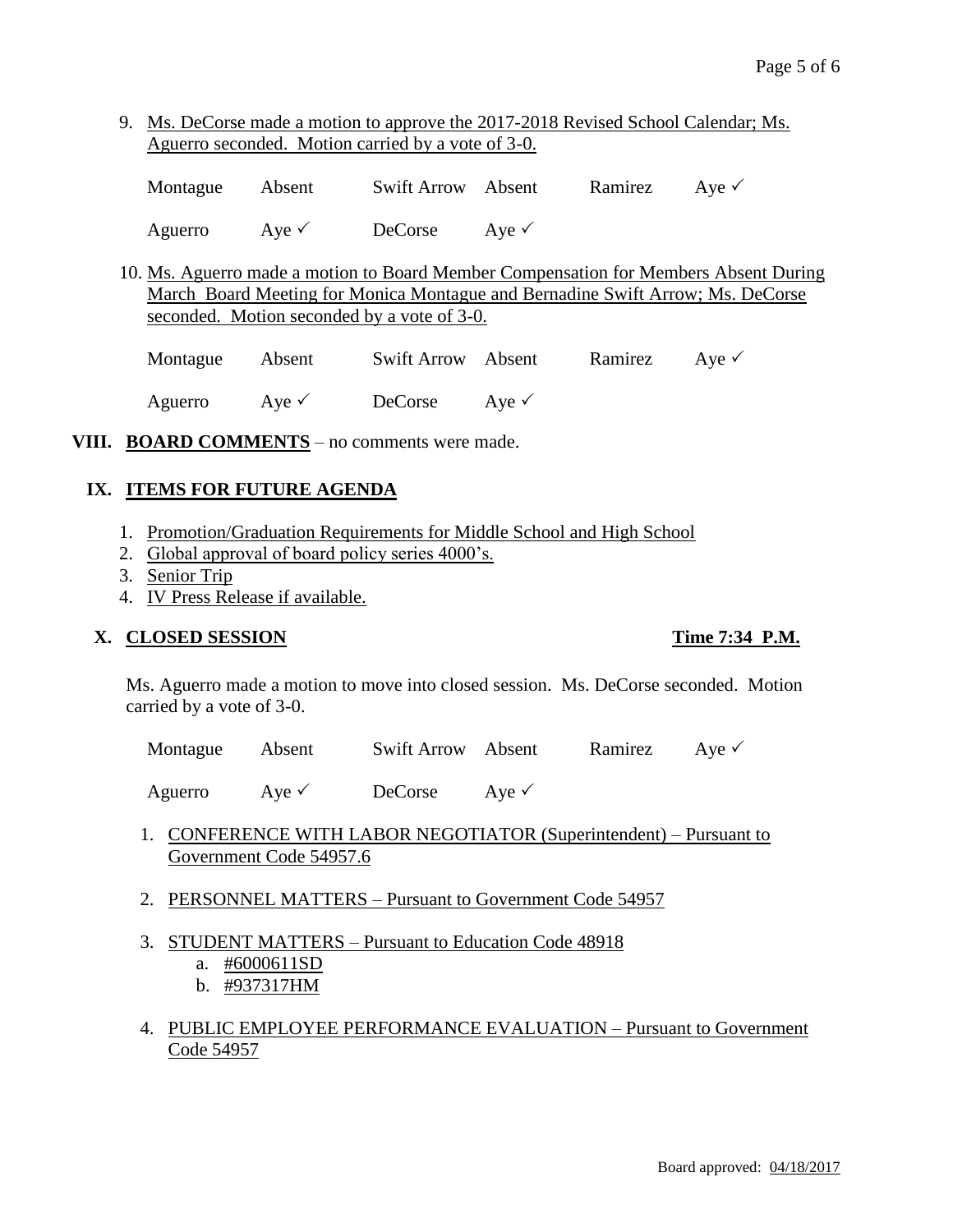9. Ms. DeCorse made a motion to approve the 2017-2018 Revised School Calendar; Ms. Aguerro seconded. Motion carried by a vote of 3-0.

| | | | | | |
|---|---|---|---|---|---|
| Montague | Absent | Swift Arrow | Absent | Ramirez | Aye ✓ |
| Aguerro | Aye ✓ | DeCorse | Aye ✓ | | |

10. Ms. Aguerro made a motion to Board Member Compensation for Members Absent During March Board Meeting for Monica Montague and Bernadine Swift Arrow; Ms. DeCorse seconded. Motion seconded by a vote of 3-0.

| | | | | | |
|---|---|---|---|---|---|
| Montague | Absent | Swift Arrow | Absent | Ramirez | Aye ✓ |
| Aguerro | Aye ✓ | DeCorse | Aye ✓ | | |

## VIII. BOARD COMMENTS – no comments were made.

## IX. ITEMS FOR FUTURE AGENDA

1. Promotion/Graduation Requirements for Middle School and High School
2. Global approval of board policy series 4000's.
3. Senior Trip
4. IV Press Release if available.

## X. CLOSED SESSION — Time 7:34 P.M.

Ms. Aguerro made a motion to move into closed session. Ms. DeCorse seconded. Motion carried by a vote of 3-0.

| | | | | | |
|---|---|---|---|---|---|
| Montague | Absent | Swift Arrow | Absent | Ramirez | Aye ✓ |
| Aguerro | Aye ✓ | DeCorse | Aye ✓ | | |

1. CONFERENCE WITH LABOR NEGOTIATOR (Superintendent) – Pursuant to Government Code 54957.6
2. PERSONNEL MATTERS – Pursuant to Government Code 54957
3. STUDENT MATTERS – Pursuant to Education Code 48918
   a. #6000611SD
   b. #937317HM
4. PUBLIC EMPLOYEE PERFORMANCE EVALUATION – Pursuant to Government Code 54957

Board approved: 04/18/2017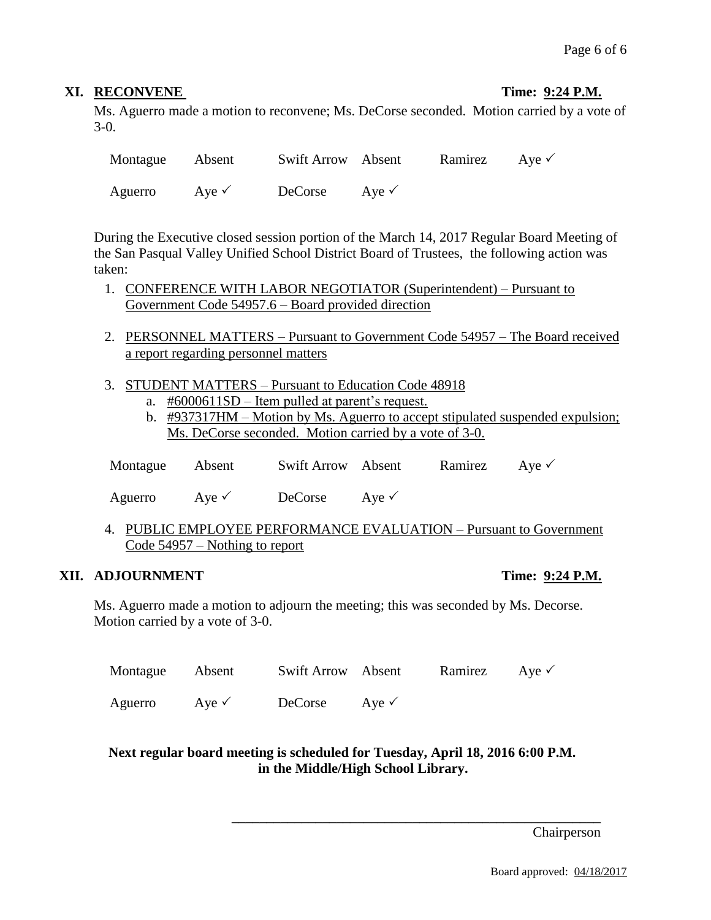## XI. RECONVENE                                                                  Time: 9:24 P.M.

Ms. Aguerro made a motion to reconvene; Ms. DeCorse seconded. Motion carried by a vote of 3-0.

| | | | | | |
|---|---|---|---|---|---|
| Montague | Absent | Swift Arrow | Absent | Ramirez | Aye ✓ |
| Aguerro | Aye ✓ | DeCorse | Aye ✓ | | |

During the Executive closed session portion of the March 14, 2017 Regular Board Meeting of the San Pasqual Valley Unified School District Board of Trustees, the following action was taken:

1. CONFERENCE WITH LABOR NEGOTIATOR (Superintendent) – Pursuant to Government Code 54957.6 – Board provided direction
2. PERSONNEL MATTERS – Pursuant to Government Code 54957 – The Board received a report regarding personnel matters
3. STUDENT MATTERS – Pursuant to Education Code 48918
   a. #6000611SD – Item pulled at parent's request.
   b. #937317HM – Motion by Ms. Aguerro to accept stipulated suspended expulsion; Ms. DeCorse seconded. Motion carried by a vote of 3-0.

| | | | | | |
|---|---|---|---|---|---|
| Montague | Absent | Swift Arrow | Absent | Ramirez | Aye ✓ |
| Aguerro | Aye ✓ | DeCorse | Aye ✓ | | |

4. PUBLIC EMPLOYEE PERFORMANCE EVALUATION – Pursuant to Government Code 54957 – Nothing to report

## XII. ADJOURNMENT                                                                  Time: 9:24 P.M.

Ms. Aguerro made a motion to adjourn the meeting; this was seconded by Ms. Decorse. Motion carried by a vote of 3-0.

| | | | | | |
|---|---|---|---|---|---|
| Montague | Absent | Swift Arrow | Absent | Ramirez | Aye ✓ |
| Aguerro | Aye ✓ | DeCorse | Aye ✓ | | |

**Next regular board meeting is scheduled for Tuesday, April 18, 2016 6:00 P.M. in the Middle/High School Library.**

\_\_\_\_\_\_\_\_\_\_\_\_\_\_\_\_\_\_\_\_\_\_\_\_\_\_\_\_\_\_\_\_\_\_\_\_\_\_\_\_\_\_\_\_

Chairperson

Board approved: 04/18/2017